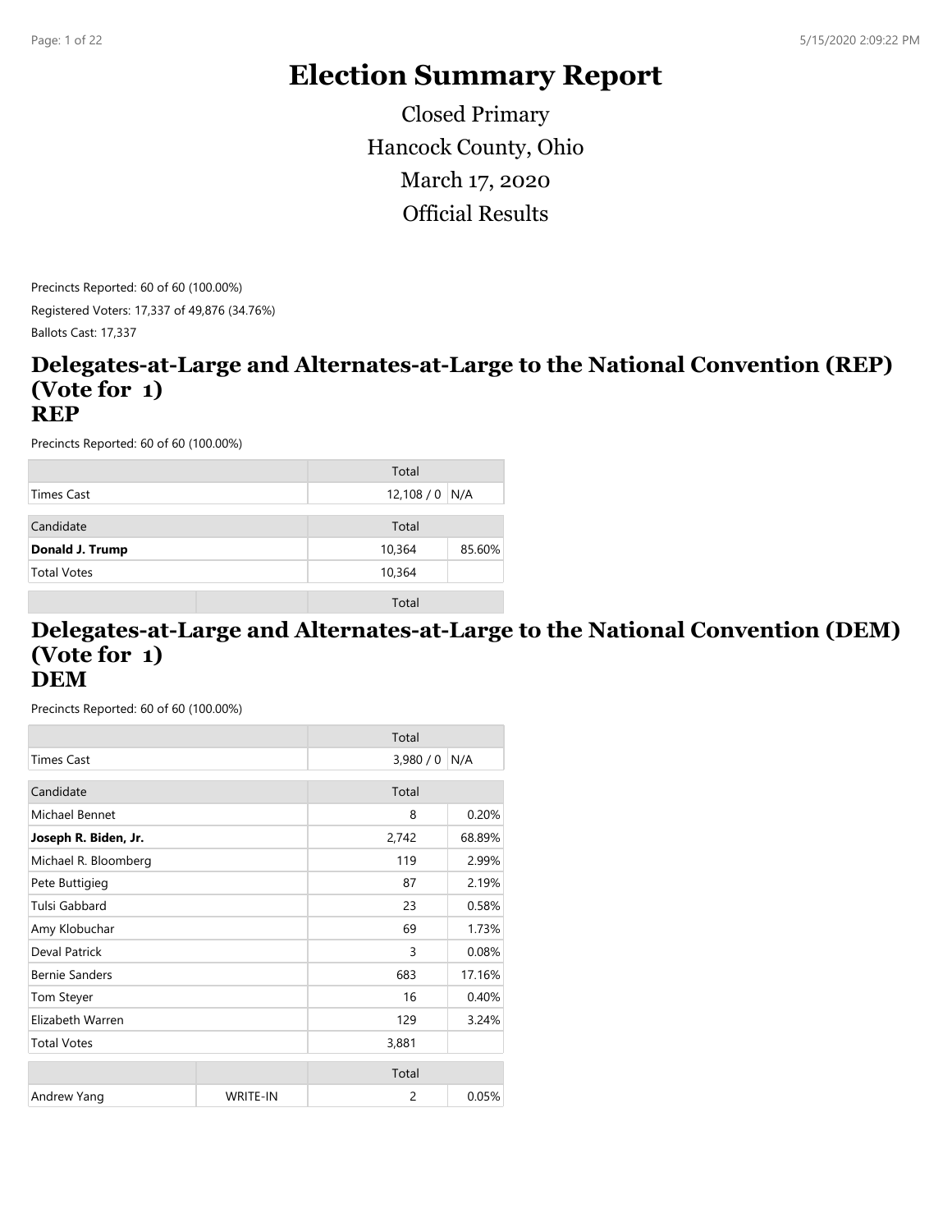# Election Summary Report

Closed Primary

Hancock County, Ohio

March 17, 2020

Official Results

Precincts Reported: 60 of 60 (100.00%)

Registered Voters: 17,337 of 49,876 (34.76%)

Ballots Cast: 17,337

## Delegates-at-Large and Alternates-at-Large to the National Convention (REP) (Vote for 1)

## REP

Precincts Reported: 60 of 60 (100.00%)

| | Total | |
|---|---|---|
| Times Cast | 12,108 / 0 | N/A |

| Candidate | Total | |
|---|---|---|
| **Donald J. Trump** | 10,364 | 85.60% |
| Total Votes | 10,364 | |

| | | Total |
|---|---|---|

## Delegates-at-Large and Alternates-at-Large to the National Convention (DEM) (Vote for 1)

## DEM

Precincts Reported: 60 of 60 (100.00%)

| | Total | |
|---|---|---|
| Times Cast | 3,980 / 0 | N/A |

| Candidate | Total | |
|---|---|---|
| Michael Bennet | 8 | 0.20% |
| **Joseph R. Biden, Jr.** | 2,742 | 68.89% |
| Michael R. Bloomberg | 119 | 2.99% |
| Pete Buttigieg | 87 | 2.19% |
| Tulsi Gabbard | 23 | 0.58% |
| Amy Klobuchar | 69 | 1.73% |
| Deval Patrick | 3 | 0.08% |
| Bernie Sanders | 683 | 17.16% |
| Tom Steyer | 16 | 0.40% |
| Elizabeth Warren | 129 | 3.24% |
| Total Votes | 3,881 | |

| | | Total | |
|---|---|---|---|
| Andrew Yang | WRITE-IN | 2 | 0.05% |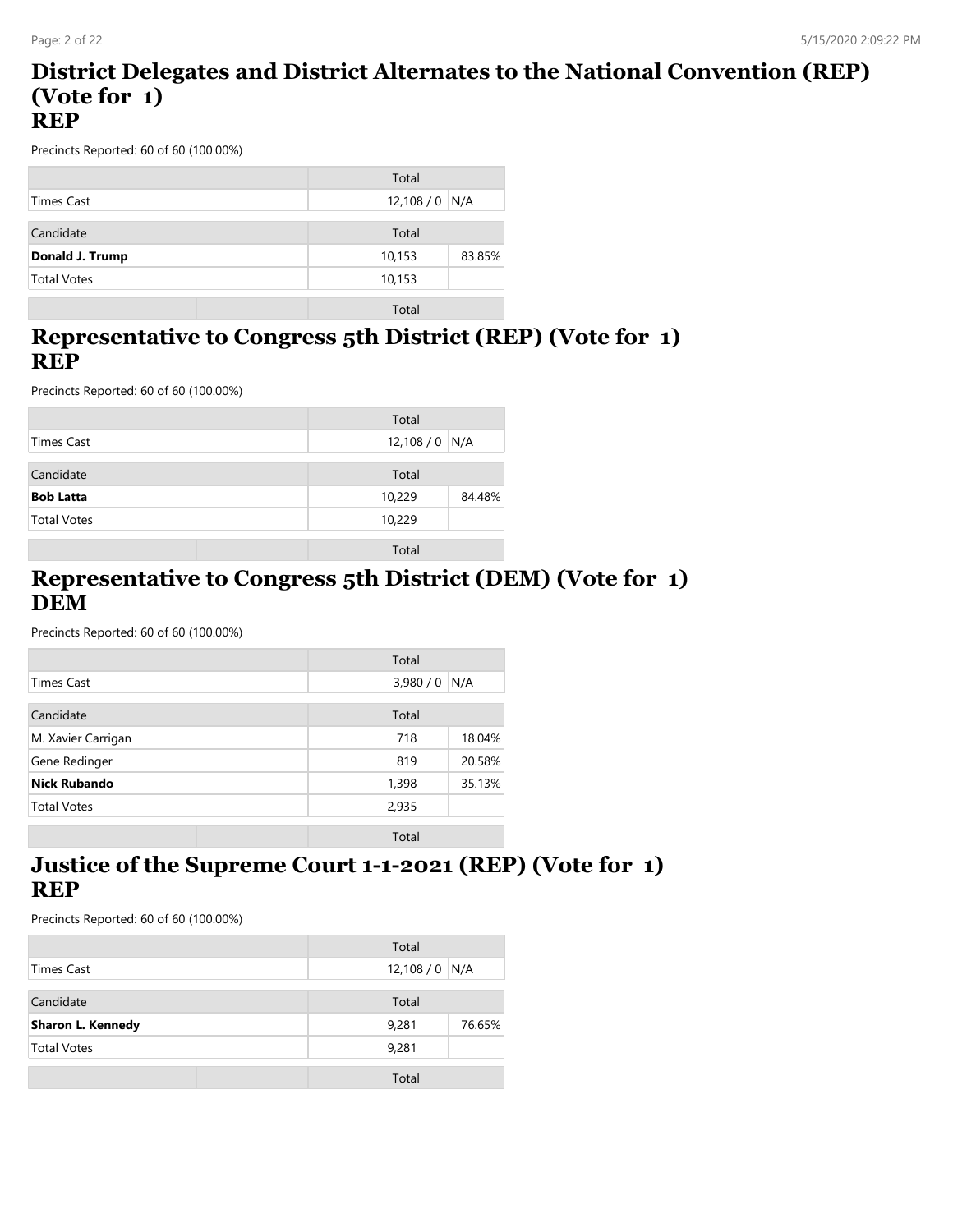## District Delegates and District Alternates to the National Convention (REP) (Vote for 1)
## REP

Precincts Reported: 60 of 60 (100.00%)

| | Total | |
|---|---|---|
| Times Cast | 12,108 / 0 | N/A |

| Candidate | Total | |
|---|---|---|
| **Donald J. Trump** | 10,153 | 83.85% |
| Total Votes | 10,153 | |

## Representative to Congress 5th District (REP) (Vote for 1)
## REP

Precincts Reported: 60 of 60 (100.00%)

| | Total | |
|---|---|---|
| Times Cast | 12,108 / 0 | N/A |

| Candidate | Total | |
|---|---|---|
| **Bob Latta** | 10,229 | 84.48% |
| Total Votes | 10,229 | |

## Representative to Congress 5th District (DEM) (Vote for 1)
## DEM

Precincts Reported: 60 of 60 (100.00%)

| | Total | |
|---|---|---|
| Times Cast | 3,980 / 0 | N/A |

| Candidate | Total | |
|---|---|---|
| M. Xavier Carrigan | 718 | 18.04% |
| Gene Redinger | 819 | 20.58% |
| **Nick Rubando** | 1,398 | 35.13% |
| Total Votes | 2,935 | |

## Justice of the Supreme Court 1-1-2021 (REP) (Vote for 1)
## REP

Precincts Reported: 60 of 60 (100.00%)

| | Total | |
|---|---|---|
| Times Cast | 12,108 / 0 | N/A |

| Candidate | Total | |
|---|---|---|
| **Sharon L. Kennedy** | 9,281 | 76.65% |
| Total Votes | 9,281 | |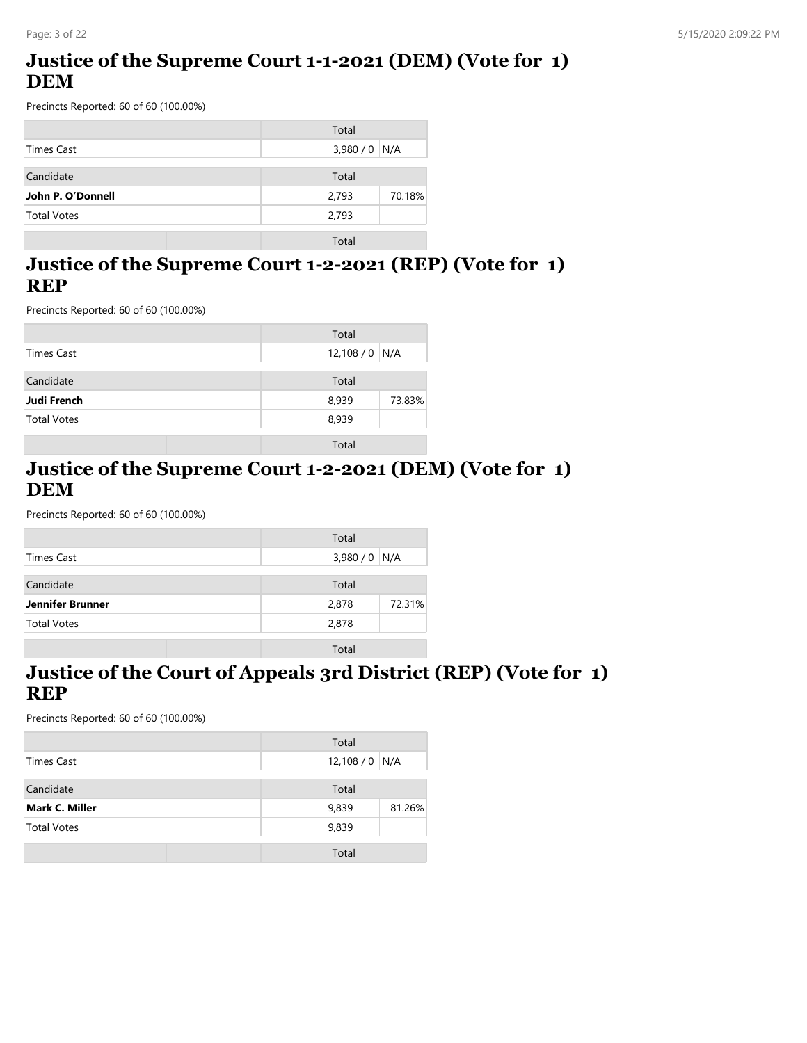## Justice of the Supreme Court 1-1-2021 (DEM) (Vote for 1) DEM

Precincts Reported: 60 of 60 (100.00%)

| | Total | |
|---|---|---|
| Times Cast | 3,980 / 0 | N/A |

| Candidate | Total | |
|---|---|---|
| **John P. O'Donnell** | 2,793 | 70.18% |
| Total Votes | 2,793 | |

| | | Total |
|---|---|---|

## Justice of the Supreme Court 1-2-2021 (REP) (Vote for 1) REP

Precincts Reported: 60 of 60 (100.00%)

| | Total | |
|---|---|---|
| Times Cast | 12,108 / 0 | N/A |

| Candidate | Total | |
|---|---|---|
| **Judi French** | 8,939 | 73.83% |
| Total Votes | 8,939 | |

| | | Total |
|---|---|---|

## Justice of the Supreme Court 1-2-2021 (DEM) (Vote for 1) DEM

Precincts Reported: 60 of 60 (100.00%)

| | Total | |
|---|---|---|
| Times Cast | 3,980 / 0 | N/A |

| Candidate | Total | |
|---|---|---|
| **Jennifer Brunner** | 2,878 | 72.31% |
| Total Votes | 2,878 | |

| | | Total |
|---|---|---|

## Justice of the Court of Appeals 3rd District (REP) (Vote for 1) REP

Precincts Reported: 60 of 60 (100.00%)

| | Total | |
|---|---|---|
| Times Cast | 12,108 / 0 | N/A |

| Candidate | Total | |
|---|---|---|
| **Mark C. Miller** | 9,839 | 81.26% |
| Total Votes | 9,839 | |

| | | Total |
|---|---|---|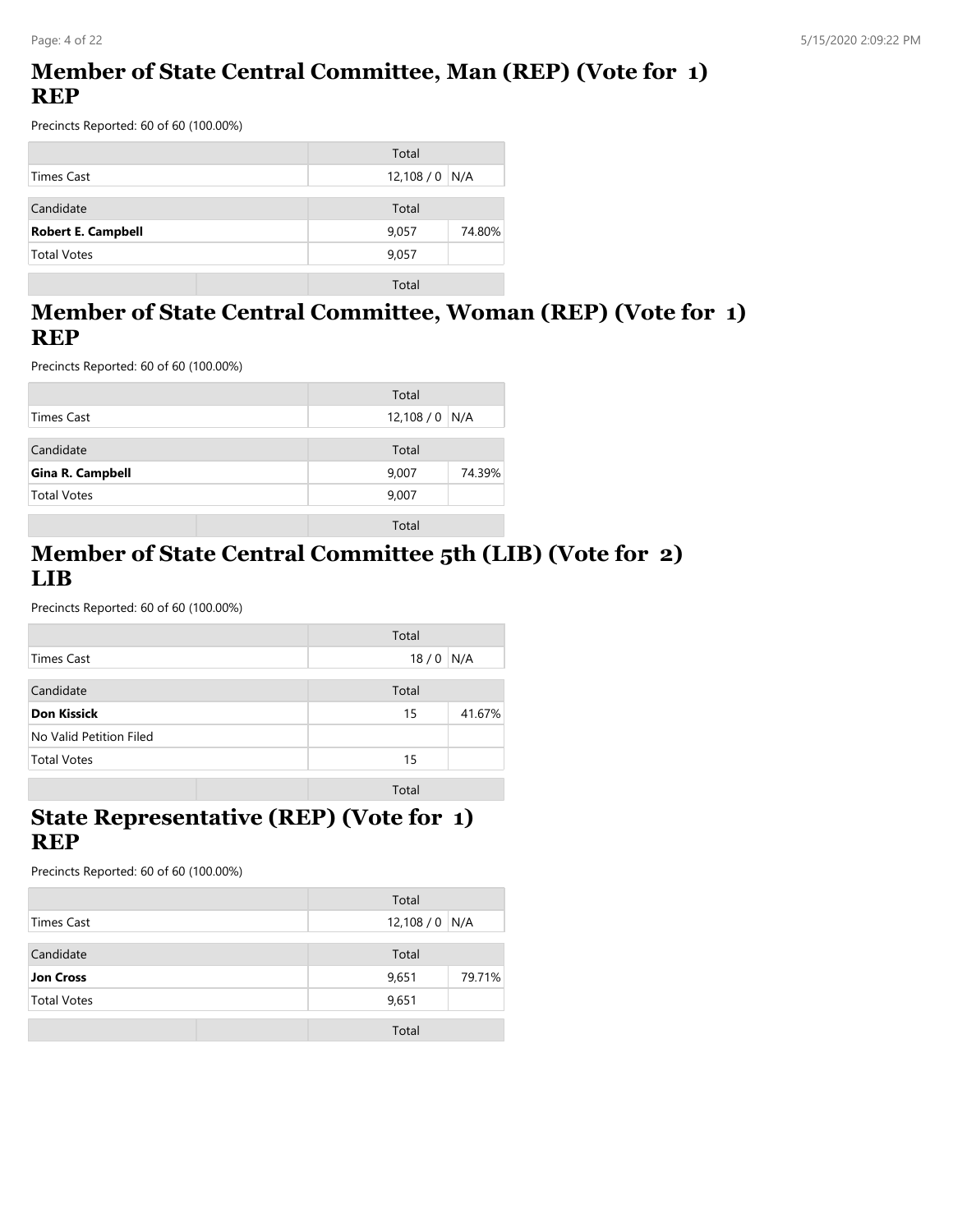## Member of State Central Committee, Man (REP) (Vote for 1) REP

Precincts Reported: 60 of 60 (100.00%)

| | Total | |
|---|---|---|
| Times Cast | 12,108 / 0 | N/A |

| Candidate | Total | |
|---|---|---|
| **Robert E. Campbell** | 9,057 | 74.80% |
| Total Votes | 9,057 | |

| | | Total |
|---|---|---|

## Member of State Central Committee, Woman (REP) (Vote for 1) REP

Precincts Reported: 60 of 60 (100.00%)

| | Total | |
|---|---|---|
| Times Cast | 12,108 / 0 | N/A |

| Candidate | Total | |
|---|---|---|
| **Gina R. Campbell** | 9,007 | 74.39% |
| Total Votes | 9,007 | |

| | | Total |
|---|---|---|

## Member of State Central Committee 5th (LIB) (Vote for 2) LIB

Precincts Reported: 60 of 60 (100.00%)

| | Total | |
|---|---|---|
| Times Cast | 18 / 0 | N/A |

| Candidate | Total | |
|---|---|---|
| **Don Kissick** | 15 | 41.67% |
| No Valid Petition Filed | | |
| Total Votes | 15 | |

| | | Total |
|---|---|---|

## State Representative (REP) (Vote for 1) REP

Precincts Reported: 60 of 60 (100.00%)

| | Total | |
|---|---|---|
| Times Cast | 12,108 / 0 | N/A |

| Candidate | Total | |
|---|---|---|
| **Jon Cross** | 9,651 | 79.71% |
| Total Votes | 9,651 | |

| | | Total |
|---|---|---|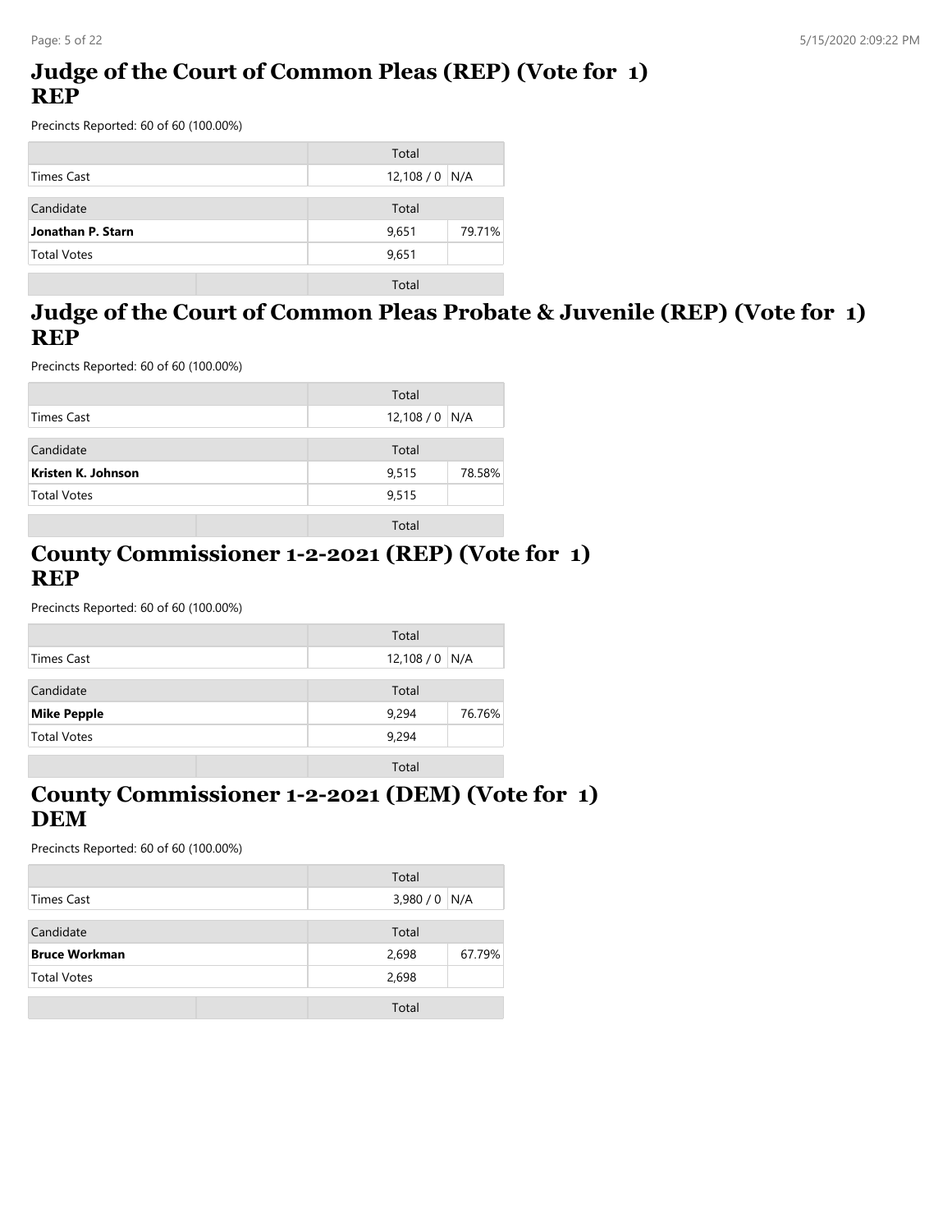# Judge of the Court of Common Pleas (REP) (Vote for 1)
# REP

Precincts Reported: 60 of 60 (100.00%)

| | Total | |
|---|---|---|
| Times Cast | 12,108 / 0 | N/A |

| Candidate | Total | |
|---|---|---|
| **Jonathan P. Starn** | 9,651 | 79.71% |
| Total Votes | 9,651 | |

| | | Total |
|---|---|---|

# Judge of the Court of Common Pleas Probate & Juvenile (REP) (Vote for 1)
# REP

Precincts Reported: 60 of 60 (100.00%)

| | Total | |
|---|---|---|
| Times Cast | 12,108 / 0 | N/A |

| Candidate | Total | |
|---|---|---|
| **Kristen K. Johnson** | 9,515 | 78.58% |
| Total Votes | 9,515 | |

| | | Total |
|---|---|---|

# County Commissioner 1-2-2021 (REP) (Vote for 1)
# REP

Precincts Reported: 60 of 60 (100.00%)

| | Total | |
|---|---|---|
| Times Cast | 12,108 / 0 | N/A |

| Candidate | Total | |
|---|---|---|
| **Mike Pepple** | 9,294 | 76.76% |
| Total Votes | 9,294 | |

| | | Total |
|---|---|---|

# County Commissioner 1-2-2021 (DEM) (Vote for 1)
# DEM

Precincts Reported: 60 of 60 (100.00%)

| | Total | |
|---|---|---|
| Times Cast | 3,980 / 0 | N/A |

| Candidate | Total | |
|---|---|---|
| **Bruce Workman** | 2,698 | 67.79% |
| Total Votes | 2,698 | |

| | | Total |
|---|---|---|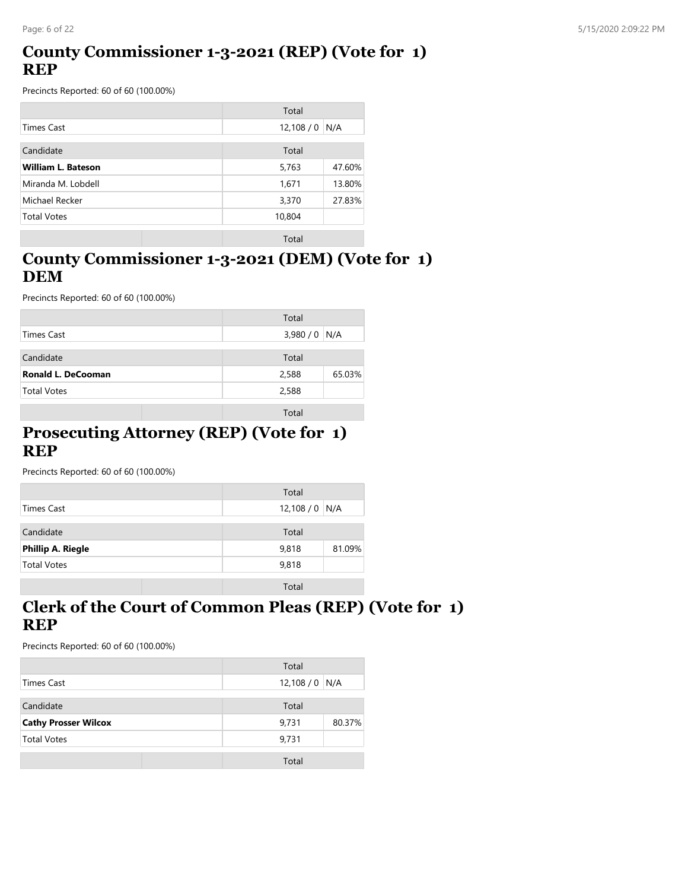## County Commissioner 1-3-2021 (REP) (Vote for 1)
## REP

Precincts Reported: 60 of 60 (100.00%)

| | Total | |
|---|---|---|
| Times Cast | 12,108 / 0 | N/A |

| Candidate | Total | |
|---|---|---|
| **William L. Bateson** | 5,763 | 47.60% |
| Miranda M. Lobdell | 1,671 | 13.80% |
| Michael Recker | 3,370 | 27.83% |
| Total Votes | 10,804 | |

## County Commissioner 1-3-2021 (DEM) (Vote for 1)
## DEM

Precincts Reported: 60 of 60 (100.00%)

| | Total | |
|---|---|---|
| Times Cast | 3,980 / 0 | N/A |

| Candidate | Total | |
|---|---|---|
| **Ronald L. DeCooman** | 2,588 | 65.03% |
| Total Votes | 2,588 | |

## Prosecuting Attorney (REP) (Vote for 1)
## REP

Precincts Reported: 60 of 60 (100.00%)

| | Total | |
|---|---|---|
| Times Cast | 12,108 / 0 | N/A |

| Candidate | Total | |
|---|---|---|
| **Phillip A. Riegle** | 9,818 | 81.09% |
| Total Votes | 9,818 | |

## Clerk of the Court of Common Pleas (REP) (Vote for 1)
## REP

Precincts Reported: 60 of 60 (100.00%)

| | Total | |
|---|---|---|
| Times Cast | 12,108 / 0 | N/A |

| Candidate | Total | |
|---|---|---|
| **Cathy Prosser Wilcox** | 9,731 | 80.37% |
| Total Votes | 9,731 | |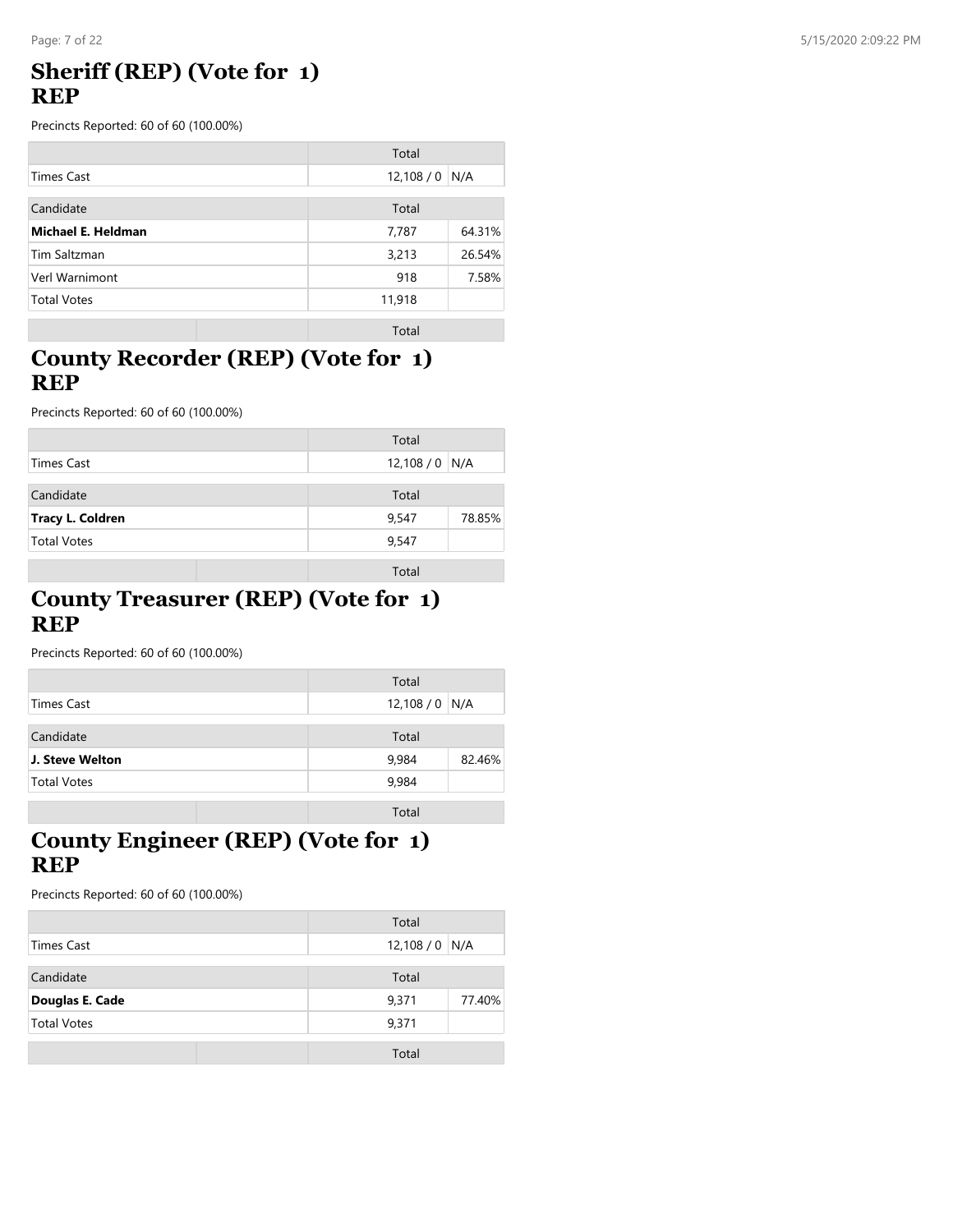## Sheriff (REP) (Vote for 1)
## REP

Precincts Reported: 60 of 60 (100.00%)

| | Total | |
|---|---|---|
| Times Cast | 12,108 / 0 | N/A |

| Candidate | Total | |
|---|---|---|
| **Michael E. Heldman** | 7,787 | 64.31% |
| Tim Saltzman | 3,213 | 26.54% |
| Verl Warnimont | 918 | 7.58% |
| Total Votes | 11,918 | |

| | | Total |
|---|---|---|

## County Recorder (REP) (Vote for 1)
## REP

Precincts Reported: 60 of 60 (100.00%)

| | Total | |
|---|---|---|
| Times Cast | 12,108 / 0 | N/A |

| Candidate | Total | |
|---|---|---|
| **Tracy L. Coldren** | 9,547 | 78.85% |
| Total Votes | 9,547 | |

| | | Total |
|---|---|---|

## County Treasurer (REP) (Vote for 1)
## REP

Precincts Reported: 60 of 60 (100.00%)

| | Total | |
|---|---|---|
| Times Cast | 12,108 / 0 | N/A |

| Candidate | Total | |
|---|---|---|
| **J. Steve Welton** | 9,984 | 82.46% |
| Total Votes | 9,984 | |

| | | Total |
|---|---|---|

## County Engineer (REP) (Vote for 1)
## REP

Precincts Reported: 60 of 60 (100.00%)

| | Total | |
|---|---|---|
| Times Cast | 12,108 / 0 | N/A |

| Candidate | Total | |
|---|---|---|
| **Douglas E. Cade** | 9,371 | 77.40% |
| Total Votes | 9,371 | |

| | | Total |
|---|---|---|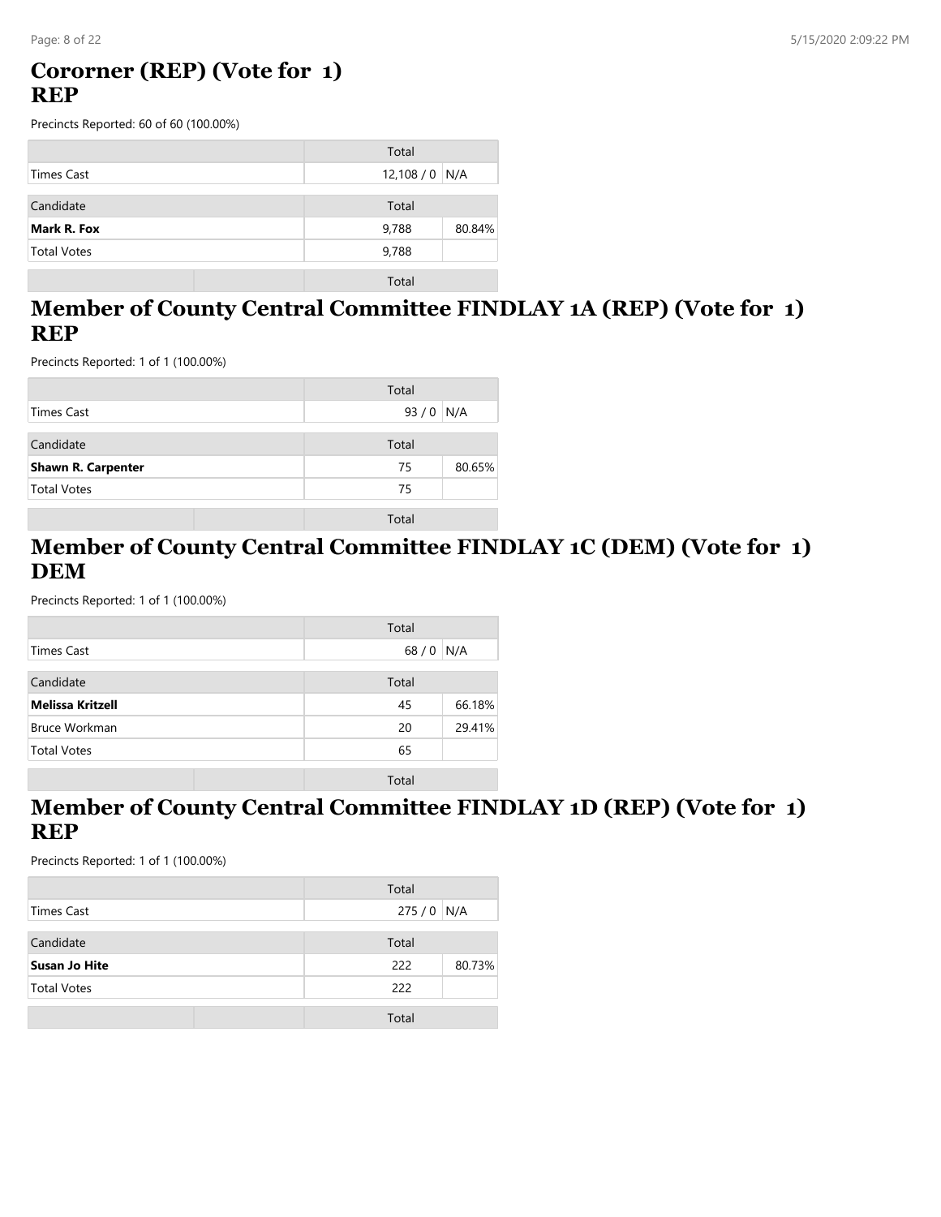## Cororner (REP) (Vote for 1) REP

Precincts Reported: 60 of 60 (100.00%)

| | Total | |
|---|---|---|
| Times Cast | 12,108 / 0 | N/A |
| Candidate | Total | |
| **Mark R. Fox** | 9,788 | 80.84% |
| Total Votes | 9,788 | |

## Member of County Central Committee FINDLAY 1A (REP) (Vote for 1) REP

Precincts Reported: 1 of 1 (100.00%)

| | Total | |
|---|---|---|
| Times Cast | 93 / 0 | N/A |
| Candidate | Total | |
| **Shawn R. Carpenter** | 75 | 80.65% |
| Total Votes | 75 | |

## Member of County Central Committee FINDLAY 1C (DEM) (Vote for 1) DEM

Precincts Reported: 1 of 1 (100.00%)

| | Total | |
|---|---|---|
| Times Cast | 68 / 0 | N/A |
| Candidate | Total | |
| **Melissa Kritzell** | 45 | 66.18% |
| Bruce Workman | 20 | 29.41% |
| Total Votes | 65 | |

## Member of County Central Committee FINDLAY 1D (REP) (Vote for 1) REP

Precincts Reported: 1 of 1 (100.00%)

| | Total | |
|---|---|---|
| Times Cast | 275 / 0 | N/A |
| Candidate | Total | |
| **Susan Jo Hite** | 222 | 80.73% |
| Total Votes | 222 | |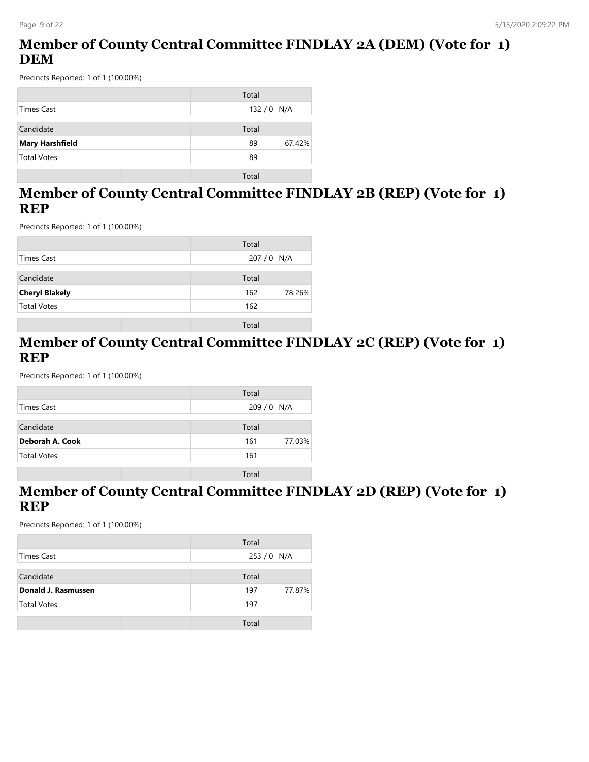## Member of County Central Committee FINDLAY 2A (DEM) (Vote for 1) DEM

Precincts Reported: 1 of 1 (100.00%)

| | Total | |
|---|---|---|
| Times Cast | 132 / 0 | N/A |
| **Candidate** | **Total** | |
| **Mary Harshfield** | 89 | 67.42% |
| Total Votes | 89 | |

## Member of County Central Committee FINDLAY 2B (REP) (Vote for 1) REP

Precincts Reported: 1 of 1 (100.00%)

| | Total | |
|---|---|---|
| Times Cast | 207 / 0 | N/A |
| **Candidate** | **Total** | |
| **Cheryl Blakely** | 162 | 78.26% |
| Total Votes | 162 | |

## Member of County Central Committee FINDLAY 2C (REP) (Vote for 1) REP

Precincts Reported: 1 of 1 (100.00%)

| | Total | |
|---|---|---|
| Times Cast | 209 / 0 | N/A |
| **Candidate** | **Total** | |
| **Deborah A. Cook** | 161 | 77.03% |
| Total Votes | 161 | |

## Member of County Central Committee FINDLAY 2D (REP) (Vote for 1) REP

Precincts Reported: 1 of 1 (100.00%)

| | Total | |
|---|---|---|
| Times Cast | 253 / 0 | N/A |
| **Candidate** | **Total** | |
| **Donald J. Rasmussen** | 197 | 77.87% |
| Total Votes | 197 | |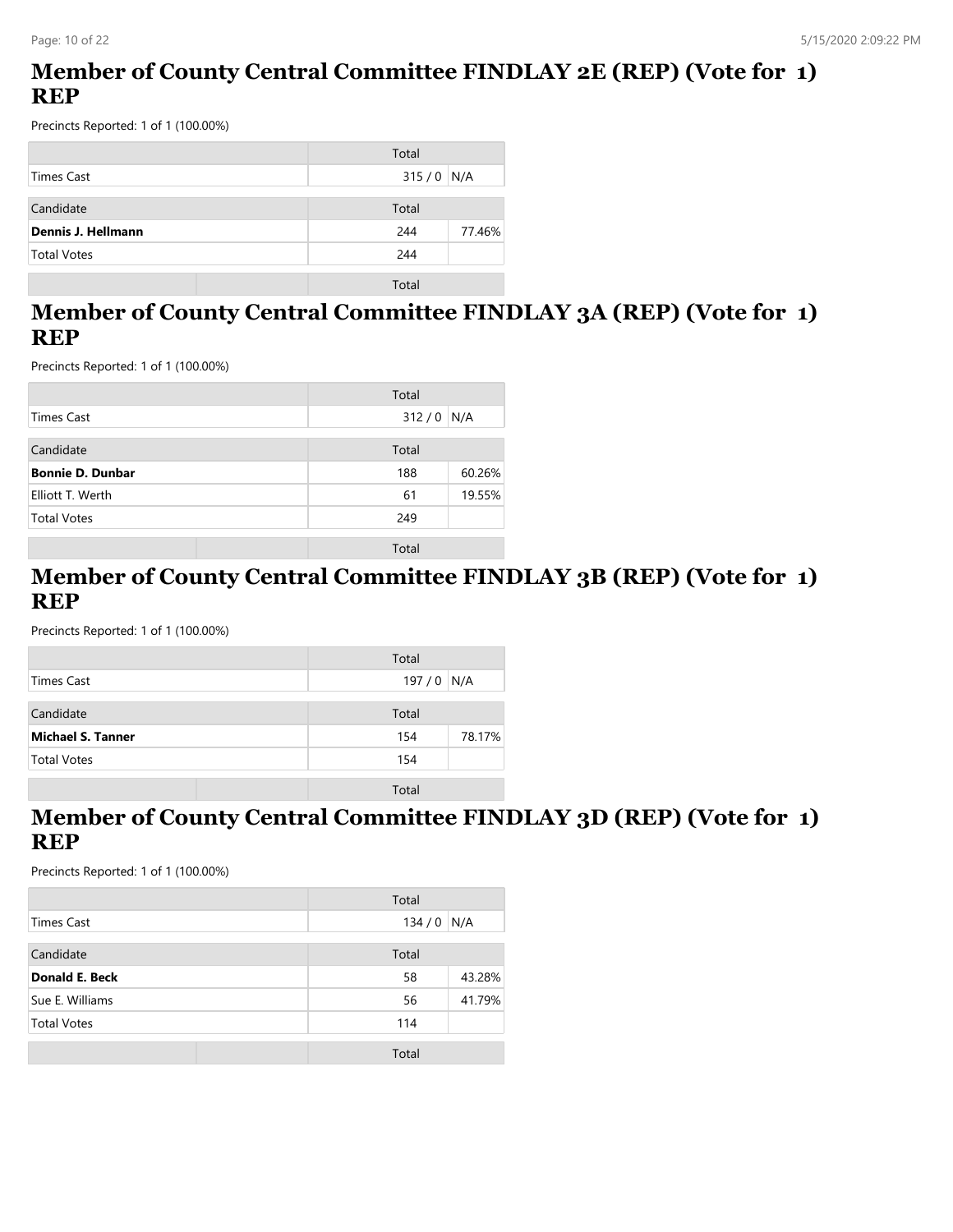## Member of County Central Committee FINDLAY 2E (REP) (Vote for 1) REP

Precincts Reported: 1 of 1 (100.00%)

| | Total | |
|---|---|---|
| Times Cast | 315 / 0 | N/A |

| Candidate | Total | |
|---|---|---|
| **Dennis J. Hellmann** | 244 | 77.46% |
| Total Votes | 244 | |

## Member of County Central Committee FINDLAY 3A (REP) (Vote for 1) REP

Precincts Reported: 1 of 1 (100.00%)

| | Total | |
|---|---|---|
| Times Cast | 312 / 0 | N/A |

| Candidate | Total | |
|---|---|---|
| **Bonnie D. Dunbar** | 188 | 60.26% |
| Elliott T. Werth | 61 | 19.55% |
| Total Votes | 249 | |

## Member of County Central Committee FINDLAY 3B (REP) (Vote for 1) REP

Precincts Reported: 1 of 1 (100.00%)

| | Total | |
|---|---|---|
| Times Cast | 197 / 0 | N/A |

| Candidate | Total | |
|---|---|---|
| **Michael S. Tanner** | 154 | 78.17% |
| Total Votes | 154 | |

## Member of County Central Committee FINDLAY 3D (REP) (Vote for 1) REP

Precincts Reported: 1 of 1 (100.00%)

| | Total | |
|---|---|---|
| Times Cast | 134 / 0 | N/A |

| Candidate | Total | |
|---|---|---|
| **Donald E. Beck** | 58 | 43.28% |
| Sue E. Williams | 56 | 41.79% |
| Total Votes | 114 | |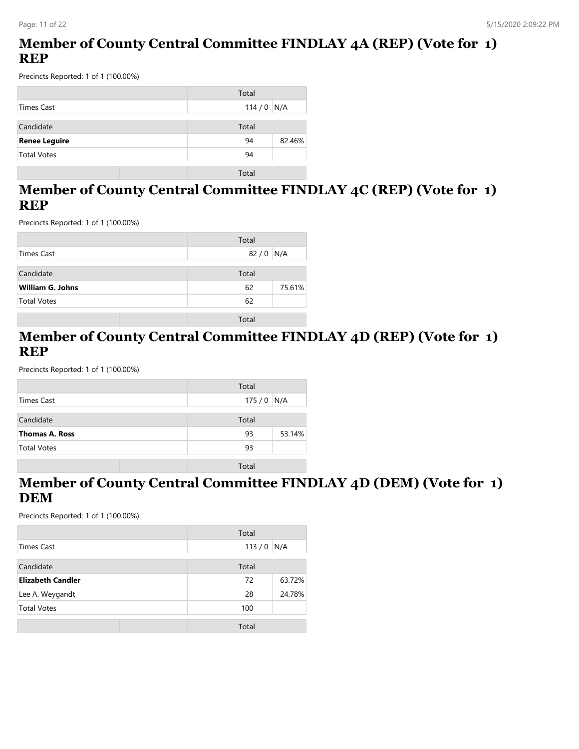## Member of County Central Committee FINDLAY 4A (REP) (Vote for 1) REP

Precincts Reported: 1 of 1 (100.00%)

| | Total | |
|---|---|---|
| Times Cast | 114 / 0 | N/A |

| Candidate | Total | |
|---|---|---|
| **Renee Leguire** | 94 | 82.46% |
| Total Votes | 94 | |

| | | Total |
|---|---|---|

## Member of County Central Committee FINDLAY 4C (REP) (Vote for 1) REP

Precincts Reported: 1 of 1 (100.00%)

| | Total | |
|---|---|---|
| Times Cast | 82 / 0 | N/A |

| Candidate | Total | |
|---|---|---|
| **William G. Johns** | 62 | 75.61% |
| Total Votes | 62 | |

| | | Total |
|---|---|---|

## Member of County Central Committee FINDLAY 4D (REP) (Vote for 1) REP

Precincts Reported: 1 of 1 (100.00%)

| | Total | |
|---|---|---|
| Times Cast | 175 / 0 | N/A |

| Candidate | Total | |
|---|---|---|
| **Thomas A. Ross** | 93 | 53.14% |
| Total Votes | 93 | |

| | | Total |
|---|---|---|

## Member of County Central Committee FINDLAY 4D (DEM) (Vote for 1) DEM

Precincts Reported: 1 of 1 (100.00%)

| | Total | |
|---|---|---|
| Times Cast | 113 / 0 | N/A |

| Candidate | Total | |
|---|---|---|
| **Elizabeth Candler** | 72 | 63.72% |
| Lee A. Weygandt | 28 | 24.78% |
| Total Votes | 100 | |

| | | Total |
|---|---|---|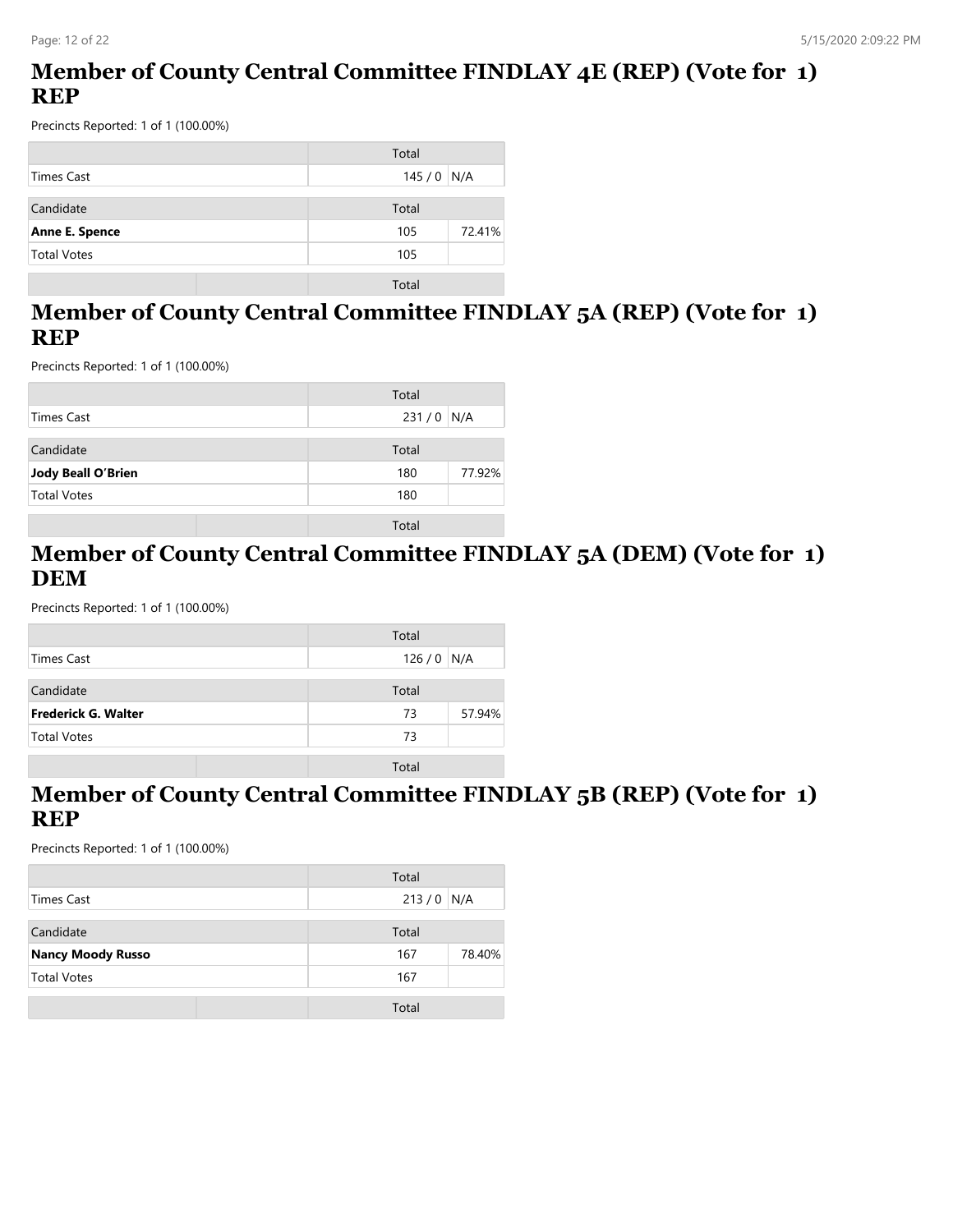## Member of County Central Committee FINDLAY 4E (REP) (Vote for 1) REP

Precincts Reported: 1 of 1 (100.00%)

| | Total | |
|---|---|---|
| Times Cast | 145 / 0 | N/A |

| Candidate | Total | |
|---|---|---|
| **Anne E. Spence** | 105 | 72.41% |
| Total Votes | 105 | |

| | | Total |
|---|---|---|

## Member of County Central Committee FINDLAY 5A (REP) (Vote for 1) REP

Precincts Reported: 1 of 1 (100.00%)

| | Total | |
|---|---|---|
| Times Cast | 231 / 0 | N/A |

| Candidate | Total | |
|---|---|---|
| **Jody Beall O'Brien** | 180 | 77.92% |
| Total Votes | 180 | |

| | | Total |
|---|---|---|

## Member of County Central Committee FINDLAY 5A (DEM) (Vote for 1) DEM

Precincts Reported: 1 of 1 (100.00%)

| | Total | |
|---|---|---|
| Times Cast | 126 / 0 | N/A |

| Candidate | Total | |
|---|---|---|
| **Frederick G. Walter** | 73 | 57.94% |
| Total Votes | 73 | |

| | | Total |
|---|---|---|

## Member of County Central Committee FINDLAY 5B (REP) (Vote for 1) REP

Precincts Reported: 1 of 1 (100.00%)

| | Total | |
|---|---|---|
| Times Cast | 213 / 0 | N/A |

| Candidate | Total | |
|---|---|---|
| **Nancy Moody Russo** | 167 | 78.40% |
| Total Votes | 167 | |

| | | Total |
|---|---|---|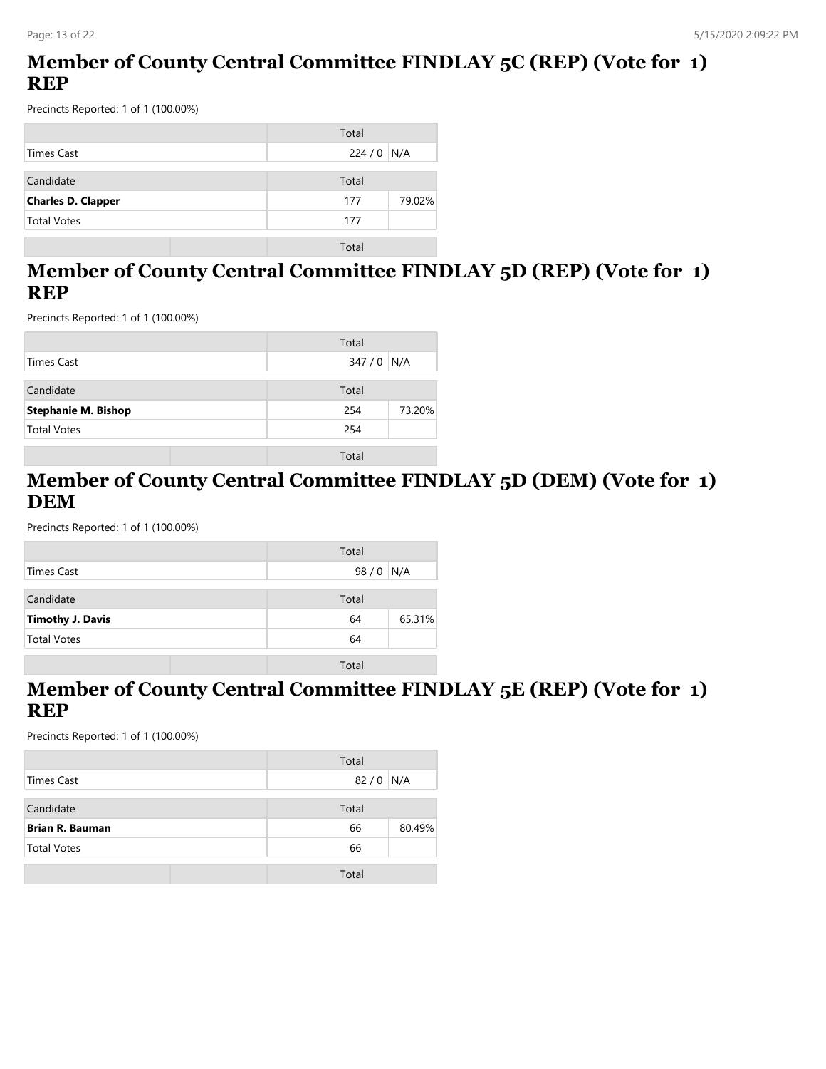## Member of County Central Committee FINDLAY 5C (REP) (Vote for 1) REP

Precincts Reported: 1 of 1 (100.00%)

| | Total | |
|---|---|---|
| Times Cast | 224 / 0 | N/A |

| Candidate | Total | |
|---|---|---|
| **Charles D. Clapper** | 177 | 79.02% |
| Total Votes | 177 | |

| | | Total |
|---|---|---|

## Member of County Central Committee FINDLAY 5D (REP) (Vote for 1) REP

Precincts Reported: 1 of 1 (100.00%)

| | Total | |
|---|---|---|
| Times Cast | 347 / 0 | N/A |

| Candidate | Total | |
|---|---|---|
| **Stephanie M. Bishop** | 254 | 73.20% |
| Total Votes | 254 | |

| | | Total |
|---|---|---|

## Member of County Central Committee FINDLAY 5D (DEM) (Vote for 1) DEM

Precincts Reported: 1 of 1 (100.00%)

| | Total | |
|---|---|---|
| Times Cast | 98 / 0 | N/A |

| Candidate | Total | |
|---|---|---|
| **Timothy J. Davis** | 64 | 65.31% |
| Total Votes | 64 | |

| | | Total |
|---|---|---|

## Member of County Central Committee FINDLAY 5E (REP) (Vote for 1) REP

Precincts Reported: 1 of 1 (100.00%)

| | Total | |
|---|---|---|
| Times Cast | 82 / 0 | N/A |

| Candidate | Total | |
|---|---|---|
| **Brian R. Bauman** | 66 | 80.49% |
| Total Votes | 66 | |

| | | Total |
|---|---|---|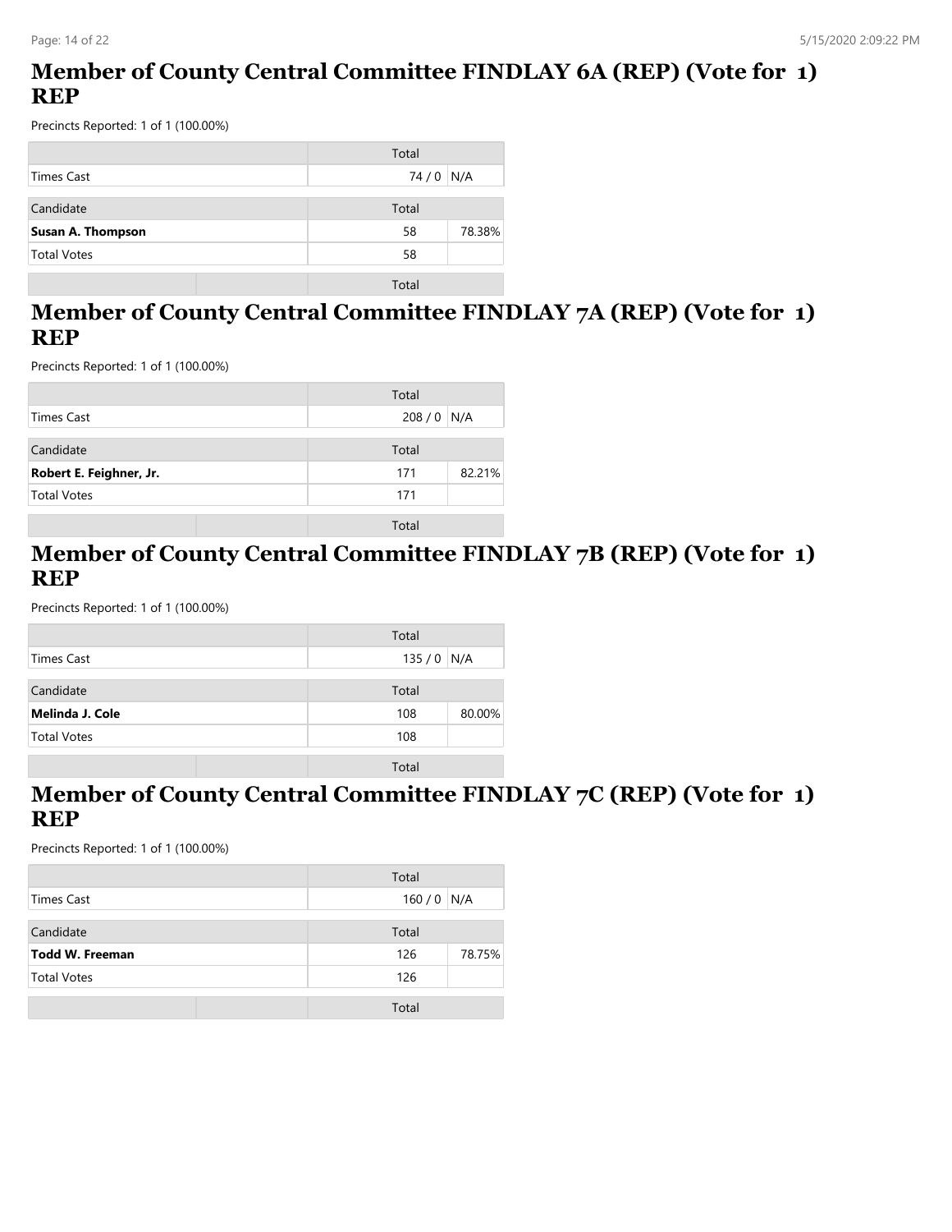## Member of County Central Committee FINDLAY 6A (REP) (Vote for 1) REP

Precincts Reported: 1 of 1 (100.00%)

| | Total | |
|---|---|---|
| Times Cast | 74 / 0 | N/A |

| Candidate | Total | |
|---|---|---|
| **Susan A. Thompson** | 58 | 78.38% |
| Total Votes | 58 | |

## Member of County Central Committee FINDLAY 7A (REP) (Vote for 1) REP

Precincts Reported: 1 of 1 (100.00%)

| | Total | |
|---|---|---|
| Times Cast | 208 / 0 | N/A |

| Candidate | Total | |
|---|---|---|
| **Robert E. Feighner, Jr.** | 171 | 82.21% |
| Total Votes | 171 | |

## Member of County Central Committee FINDLAY 7B (REP) (Vote for 1) REP

Precincts Reported: 1 of 1 (100.00%)

| | Total | |
|---|---|---|
| Times Cast | 135 / 0 | N/A |

| Candidate | Total | |
|---|---|---|
| **Melinda J. Cole** | 108 | 80.00% |
| Total Votes | 108 | |

## Member of County Central Committee FINDLAY 7C (REP) (Vote for 1) REP

Precincts Reported: 1 of 1 (100.00%)

| | Total | |
|---|---|---|
| Times Cast | 160 / 0 | N/A |

| Candidate | Total | |
|---|---|---|
| **Todd W. Freeman** | 126 | 78.75% |
| Total Votes | 126 | |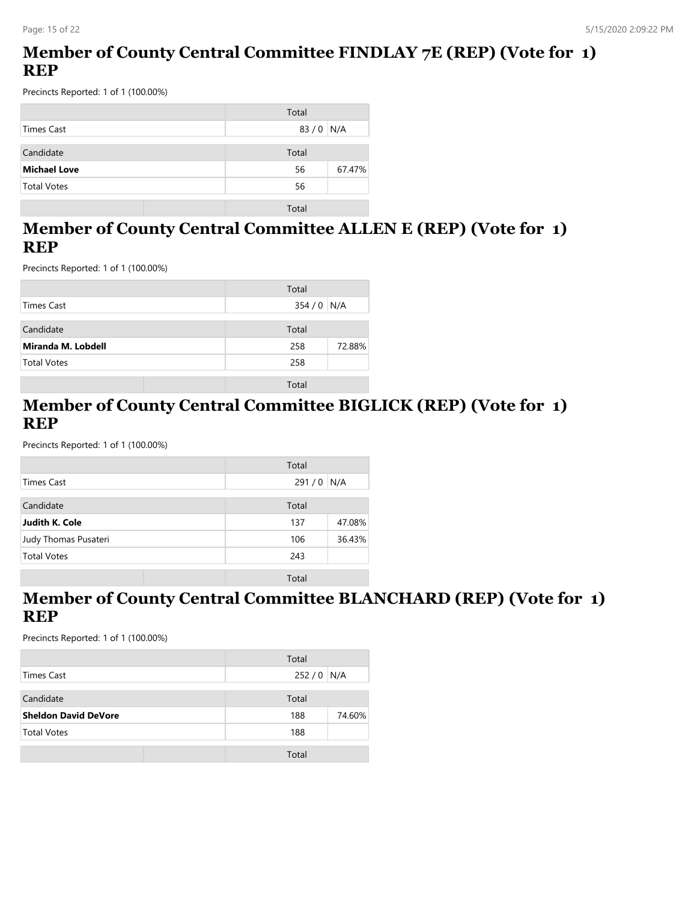## Member of County Central Committee FINDLAY 7E (REP) (Vote for 1) REP

Precincts Reported: 1 of 1 (100.00%)

| | Total | |
|---|---|---|
| Times Cast | 83 / 0 | N/A |

| Candidate | Total | |
|---|---|---|
| **Michael Love** | 56 | 67.47% |
| Total Votes | 56 | |

## Member of County Central Committee ALLEN E (REP) (Vote for 1) REP

Precincts Reported: 1 of 1 (100.00%)

| | Total | |
|---|---|---|
| Times Cast | 354 / 0 | N/A |

| Candidate | Total | |
|---|---|---|
| **Miranda M. Lobdell** | 258 | 72.88% |
| Total Votes | 258 | |

## Member of County Central Committee BIGLICK (REP) (Vote for 1) REP

Precincts Reported: 1 of 1 (100.00%)

| | Total | |
|---|---|---|
| Times Cast | 291 / 0 | N/A |

| Candidate | Total | |
|---|---|---|
| **Judith K. Cole** | 137 | 47.08% |
| Judy Thomas Pusateri | 106 | 36.43% |
| Total Votes | 243 | |

## Member of County Central Committee BLANCHARD (REP) (Vote for 1) REP

Precincts Reported: 1 of 1 (100.00%)

| | Total | |
|---|---|---|
| Times Cast | 252 / 0 | N/A |

| Candidate | Total | |
|---|---|---|
| **Sheldon David DeVore** | 188 | 74.60% |
| Total Votes | 188 | |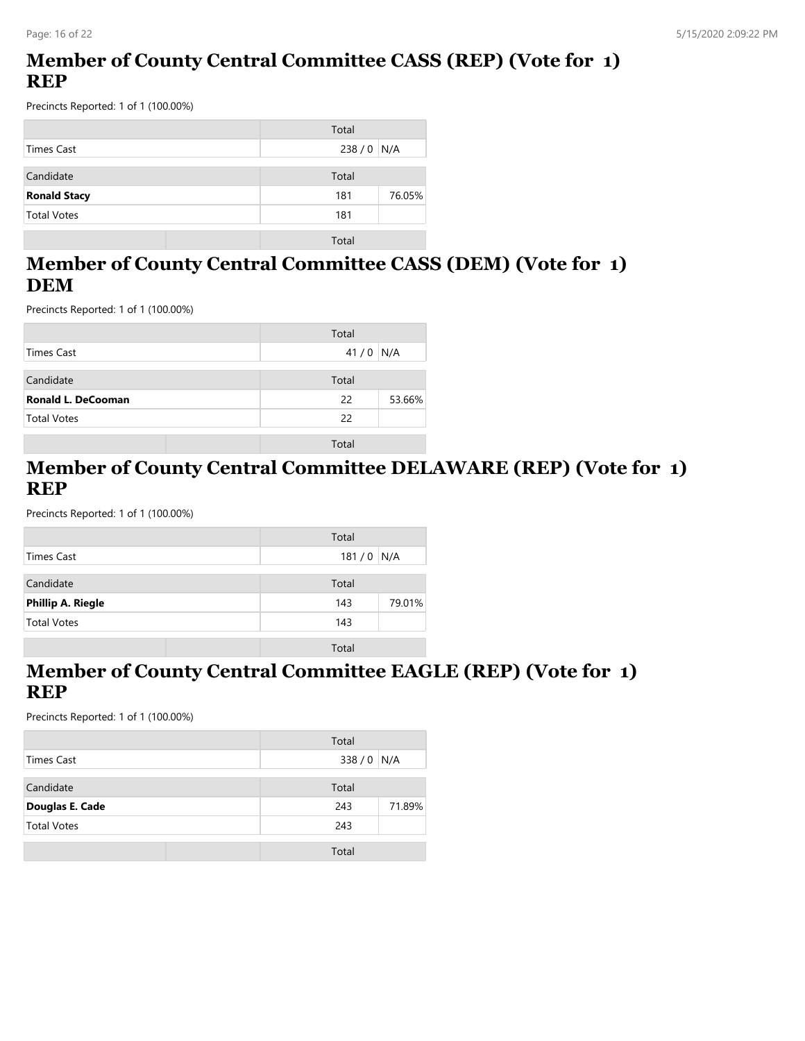## Member of County Central Committee CASS (REP) (Vote for 1) REP

Precincts Reported: 1 of 1 (100.00%)

| | Total | |
|---|---|---|
| Times Cast | 238 / 0 | N/A |

| Candidate | Total | |
|---|---|---|
| **Ronald Stacy** | 181 | 76.05% |
| Total Votes | 181 | |

## Member of County Central Committee CASS (DEM) (Vote for 1) DEM

Precincts Reported: 1 of 1 (100.00%)

| | Total | |
|---|---|---|
| Times Cast | 41 / 0 | N/A |

| Candidate | Total | |
|---|---|---|
| **Ronald L. DeCooman** | 22 | 53.66% |
| Total Votes | 22 | |

## Member of County Central Committee DELAWARE (REP) (Vote for 1) REP

Precincts Reported: 1 of 1 (100.00%)

| | Total | |
|---|---|---|
| Times Cast | 181 / 0 | N/A |

| Candidate | Total | |
|---|---|---|
| **Phillip A. Riegle** | 143 | 79.01% |
| Total Votes | 143 | |

## Member of County Central Committee EAGLE (REP) (Vote for 1) REP

Precincts Reported: 1 of 1 (100.00%)

| | Total | |
|---|---|---|
| Times Cast | 338 / 0 | N/A |

| Candidate | Total | |
|---|---|---|
| **Douglas E. Cade** | 243 | 71.89% |
| Total Votes | 243 | |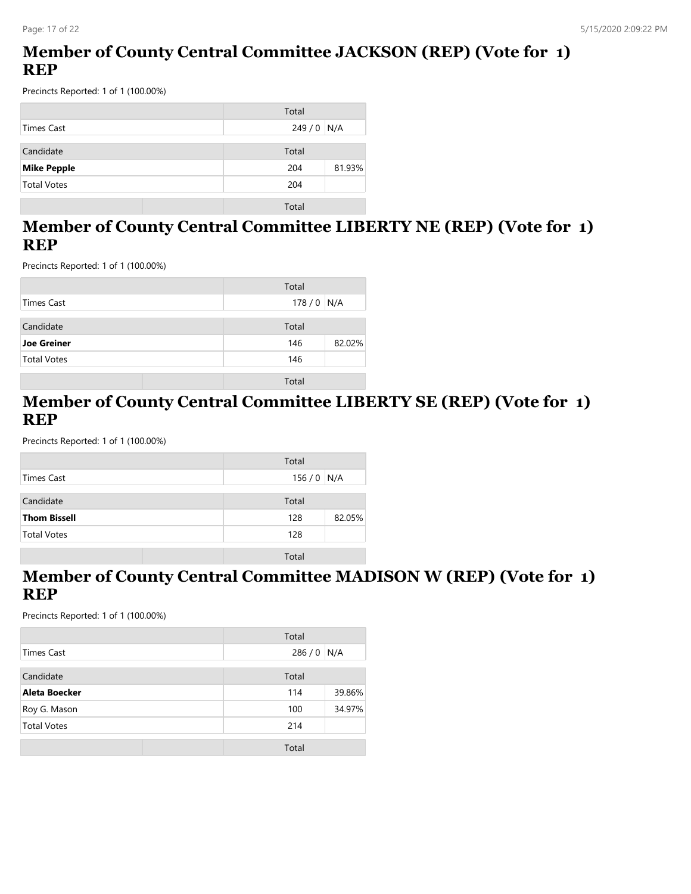## Member of County Central Committee JACKSON (REP) (Vote for 1) REP

Precincts Reported: 1 of 1 (100.00%)

| | Total | |
|---|---|---|
| Times Cast | 249 / 0 | N/A |
| **Candidate** | **Total** | |
| **Mike Pepple** | 204 | 81.93% |
| Total Votes | 204 | |

## Member of County Central Committee LIBERTY NE (REP) (Vote for 1) REP

Precincts Reported: 1 of 1 (100.00%)

| | Total | |
|---|---|---|
| Times Cast | 178 / 0 | N/A |
| **Candidate** | **Total** | |
| **Joe Greiner** | 146 | 82.02% |
| Total Votes | 146 | |

## Member of County Central Committee LIBERTY SE (REP) (Vote for 1) REP

Precincts Reported: 1 of 1 (100.00%)

| | Total | |
|---|---|---|
| Times Cast | 156 / 0 | N/A |
| **Candidate** | **Total** | |
| **Thom Bissell** | 128 | 82.05% |
| Total Votes | 128 | |

## Member of County Central Committee MADISON W (REP) (Vote for 1) REP

Precincts Reported: 1 of 1 (100.00%)

| | Total | |
|---|---|---|
| Times Cast | 286 / 0 | N/A |
| **Candidate** | **Total** | |
| **Aleta Boecker** | 114 | 39.86% |
| Roy G. Mason | 100 | 34.97% |
| Total Votes | 214 | |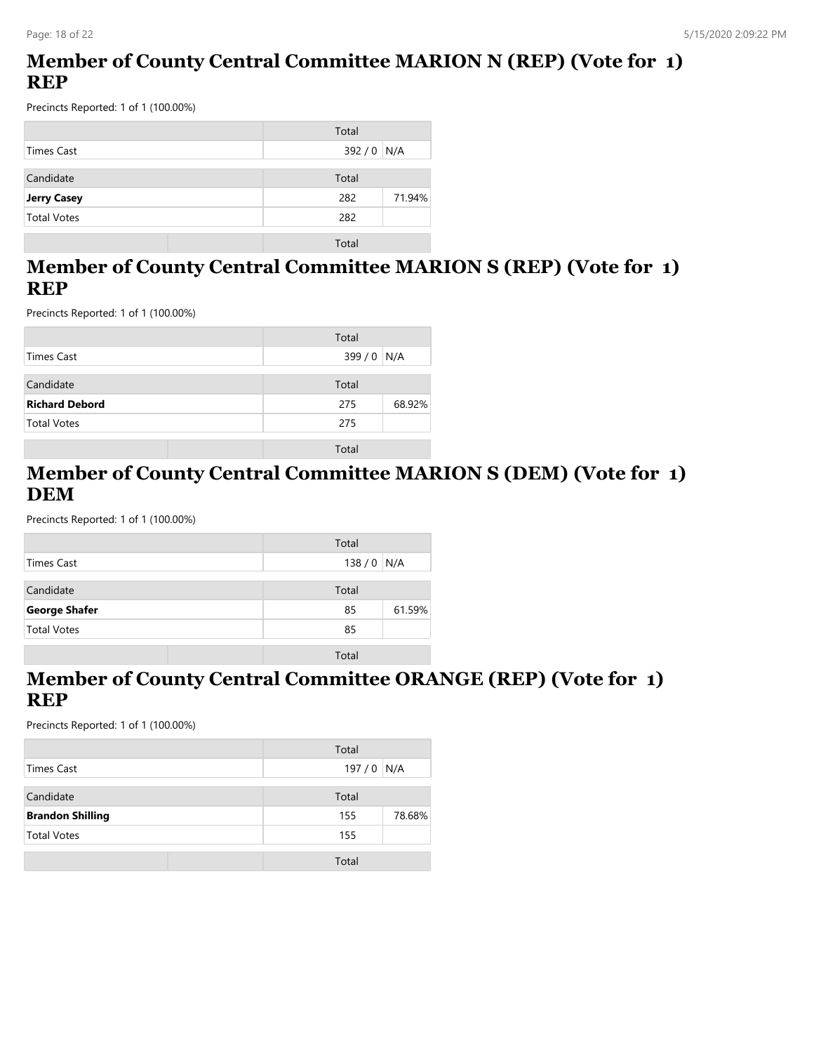## Member of County Central Committee MARION N (REP) (Vote for 1) REP

Precincts Reported: 1 of 1 (100.00%)

| | Total | |
|---|---|---|
| Times Cast | 392 / 0 | N/A |

| Candidate | Total | |
|---|---|---|
| **Jerry Casey** | 282 | 71.94% |
| Total Votes | 282 | |

## Member of County Central Committee MARION S (REP) (Vote for 1) REP

Precincts Reported: 1 of 1 (100.00%)

| | Total | |
|---|---|---|
| Times Cast | 399 / 0 | N/A |

| Candidate | Total | |
|---|---|---|
| **Richard Debord** | 275 | 68.92% |
| Total Votes | 275 | |

## Member of County Central Committee MARION S (DEM) (Vote for 1) DEM

Precincts Reported: 1 of 1 (100.00%)

| | Total | |
|---|---|---|
| Times Cast | 138 / 0 | N/A |

| Candidate | Total | |
|---|---|---|
| **George Shafer** | 85 | 61.59% |
| Total Votes | 85 | |

## Member of County Central Committee ORANGE (REP) (Vote for 1) REP

Precincts Reported: 1 of 1 (100.00%)

| | Total | |
|---|---|---|
| Times Cast | 197 / 0 | N/A |

| Candidate | Total | |
|---|---|---|
| **Brandon Shilling** | 155 | 78.68% |
| Total Votes | 155 | |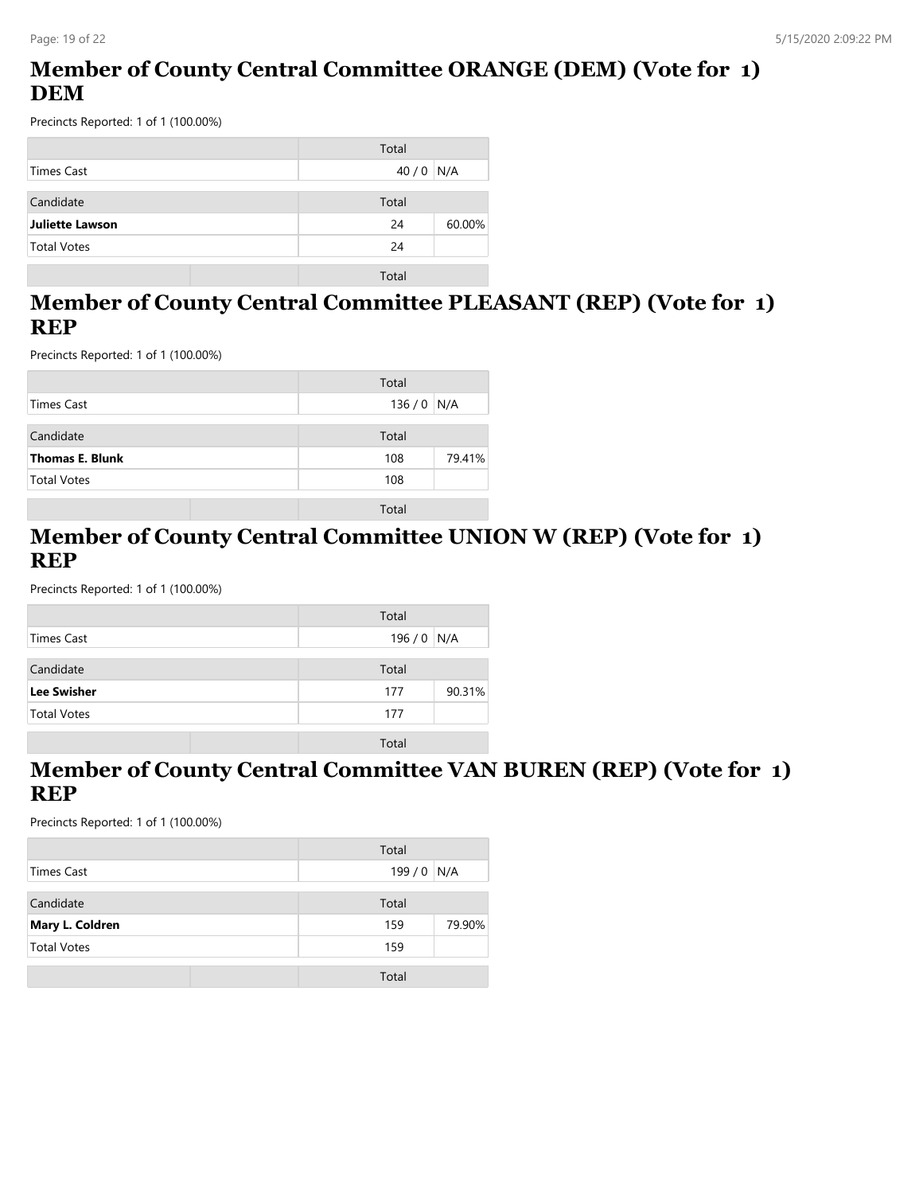## Member of County Central Committee ORANGE (DEM) (Vote for 1) DEM

Precincts Reported: 1 of 1 (100.00%)

| | Total | |
|---|---|---|
| Times Cast | 40 / 0 | N/A |

| Candidate | Total | |
|---|---|---|
| **Juliette Lawson** | 24 | 60.00% |
| Total Votes | 24 | |

## Member of County Central Committee PLEASANT (REP) (Vote for 1) REP

Precincts Reported: 1 of 1 (100.00%)

| | Total | |
|---|---|---|
| Times Cast | 136 / 0 | N/A |

| Candidate | Total | |
|---|---|---|
| **Thomas E. Blunk** | 108 | 79.41% |
| Total Votes | 108 | |

## Member of County Central Committee UNION W (REP) (Vote for 1) REP

Precincts Reported: 1 of 1 (100.00%)

| | Total | |
|---|---|---|
| Times Cast | 196 / 0 | N/A |

| Candidate | Total | |
|---|---|---|
| **Lee Swisher** | 177 | 90.31% |
| Total Votes | 177 | |

## Member of County Central Committee VAN BUREN (REP) (Vote for 1) REP

Precincts Reported: 1 of 1 (100.00%)

| | Total | |
|---|---|---|
| Times Cast | 199 / 0 | N/A |

| Candidate | Total | |
|---|---|---|
| **Mary L. Coldren** | 159 | 79.90% |
| Total Votes | 159 | |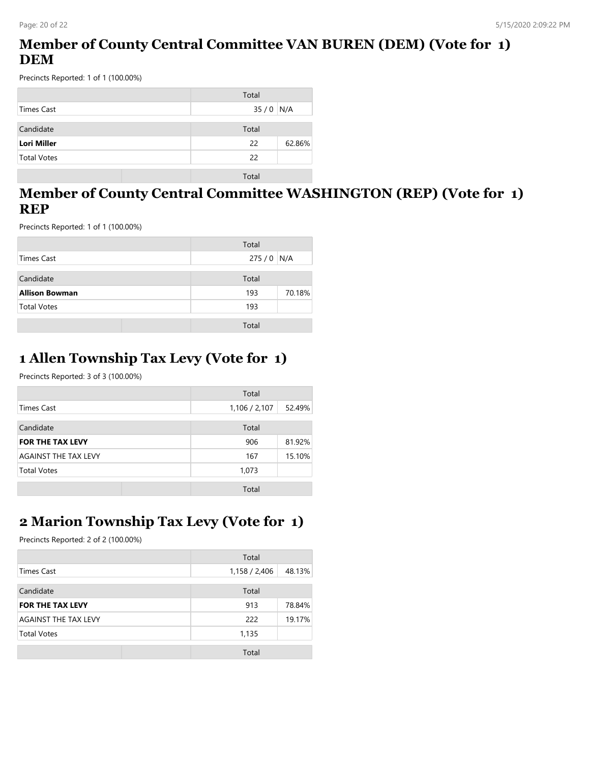## Member of County Central Committee VAN BUREN (DEM) (Vote for 1) DEM

Precincts Reported: 1 of 1 (100.00%)

| | Total | |
|---|---|---|
| Times Cast | 35 / 0 | N/A |

| Candidate | Total | |
|---|---|---|
| **Lori Miller** | 22 | 62.86% |
| Total Votes | 22 | |

## Member of County Central Committee WASHINGTON (REP) (Vote for 1) REP

Precincts Reported: 1 of 1 (100.00%)

| | Total | |
|---|---|---|
| Times Cast | 275 / 0 | N/A |

| Candidate | Total | |
|---|---|---|
| **Allison Bowman** | 193 | 70.18% |
| Total Votes | 193 | |

## 1 Allen Township Tax Levy (Vote for 1)

Precincts Reported: 3 of 3 (100.00%)

| | Total | |
|---|---|---|
| Times Cast | 1,106 / 2,107 | 52.49% |

| Candidate | Total | |
|---|---|---|
| **FOR THE TAX LEVY** | 906 | 81.92% |
| AGAINST THE TAX LEVY | 167 | 15.10% |
| Total Votes | 1,073 | |

## 2 Marion Township Tax Levy (Vote for 1)

Precincts Reported: 2 of 2 (100.00%)

| | Total | |
|---|---|---|
| Times Cast | 1,158 / 2,406 | 48.13% |

| Candidate | Total | |
|---|---|---|
| **FOR THE TAX LEVY** | 913 | 78.84% |
| AGAINST THE TAX LEVY | 222 | 19.17% |
| Total Votes | 1,135 | |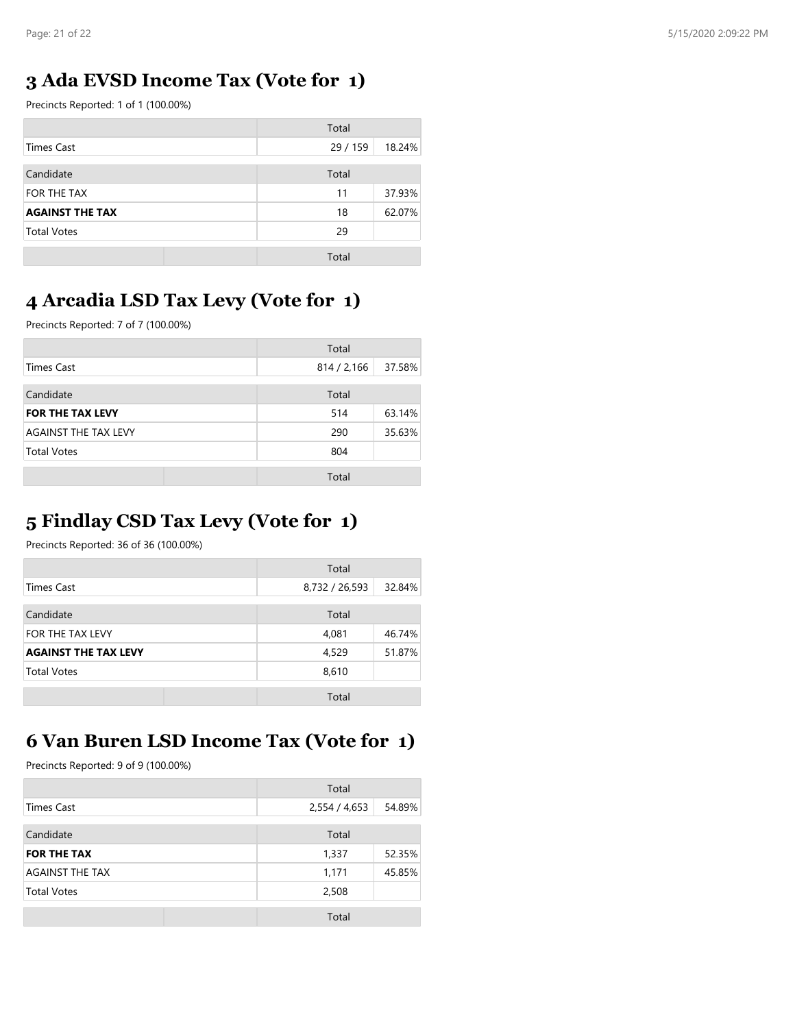## 3 Ada EVSD Income Tax (Vote for 1)

Precincts Reported: 1 of 1 (100.00%)

| | Total | |
|---|---|---|
| Times Cast | 29 / 159 | 18.24% |

| Candidate | Total | |
|---|---|---|
| FOR THE TAX | 11 | 37.93% |
| **AGAINST THE TAX** | 18 | 62.07% |
| Total Votes | 29 | |

## 4 Arcadia LSD Tax Levy (Vote for 1)

Precincts Reported: 7 of 7 (100.00%)

| | Total | |
|---|---|---|
| Times Cast | 814 / 2,166 | 37.58% |

| Candidate | Total | |
|---|---|---|
| **FOR THE TAX LEVY** | 514 | 63.14% |
| AGAINST THE TAX LEVY | 290 | 35.63% |
| Total Votes | 804 | |

## 5 Findlay CSD Tax Levy (Vote for 1)

Precincts Reported: 36 of 36 (100.00%)

| | Total | |
|---|---|---|
| Times Cast | 8,732 / 26,593 | 32.84% |

| Candidate | Total | |
|---|---|---|
| FOR THE TAX LEVY | 4,081 | 46.74% |
| **AGAINST THE TAX LEVY** | 4,529 | 51.87% |
| Total Votes | 8,610 | |

## 6 Van Buren LSD Income Tax (Vote for 1)

Precincts Reported: 9 of 9 (100.00%)

| | Total | |
|---|---|---|
| Times Cast | 2,554 / 4,653 | 54.89% |

| Candidate | Total | |
|---|---|---|
| **FOR THE TAX** | 1,337 | 52.35% |
| AGAINST THE TAX | 1,171 | 45.85% |
| Total Votes | 2,508 | |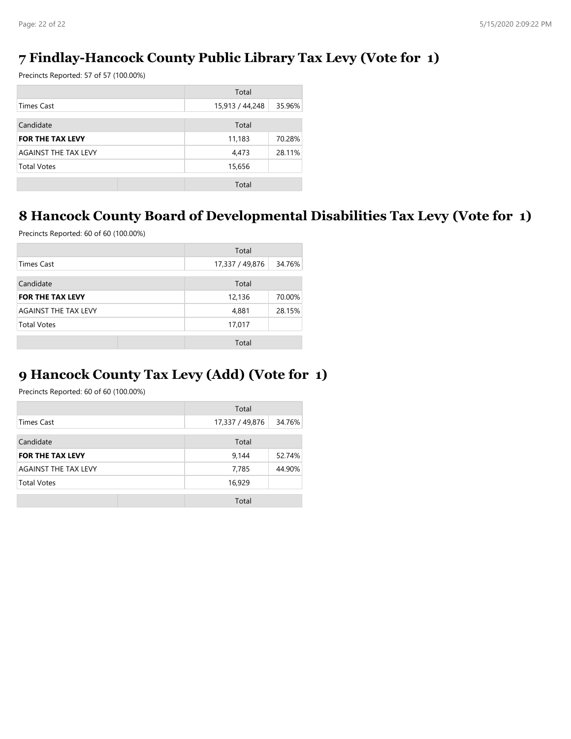## 7 Findlay-Hancock County Public Library Tax Levy (Vote for 1)

Precincts Reported: 57 of 57 (100.00%)

| | Total | |
|---|---|---|
| Times Cast | 15,913 / 44,248 | 35.96% |
| **Candidate** | **Total** | |
| **FOR THE TAX LEVY** | 11,183 | 70.28% |
| AGAINST THE TAX LEVY | 4,473 | 28.11% |
| Total Votes | 15,656 | |

## 8 Hancock County Board of Developmental Disabilities Tax Levy (Vote for 1)

Precincts Reported: 60 of 60 (100.00%)

| | Total | |
|---|---|---|
| Times Cast | 17,337 / 49,876 | 34.76% |
| **Candidate** | **Total** | |
| **FOR THE TAX LEVY** | 12,136 | 70.00% |
| AGAINST THE TAX LEVY | 4,881 | 28.15% |
| Total Votes | 17,017 | |

## 9 Hancock County Tax Levy (Add) (Vote for 1)

Precincts Reported: 60 of 60 (100.00%)

| | Total | |
|---|---|---|
| Times Cast | 17,337 / 49,876 | 34.76% |
| **Candidate** | **Total** | |
| **FOR THE TAX LEVY** | 9,144 | 52.74% |
| AGAINST THE TAX LEVY | 7,785 | 44.90% |
| Total Votes | 16,929 | |